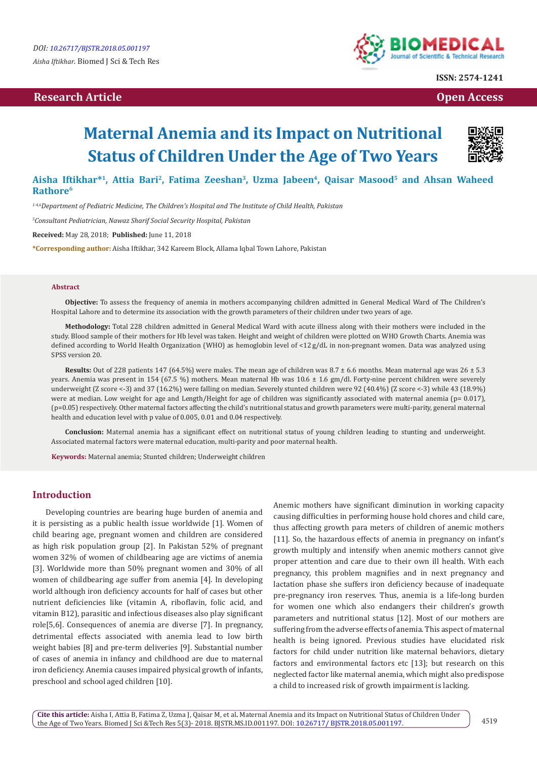DOI: 10.26717/BJSTR.2018.05.001197

*Aisha Iftikhar.* Biomed J Sci & Tech Res

ISSN: 2574-1241

**Research Article** **Open Access**

# Maternal Anemia and its Impact on Nutritional Status of Children Under the Age of Two Years

**Aisha Iftikhar*[1], Attia Bari[2], Fatima Zeeshan[3], Uzma Jabeen[4], Qaisar Masood[5] and Ahsan Waheed Rathore[6]**

[1-4,6]*Department of Pediatric Medicine, The Children's Hospital and The Institute of Child Health, Pakistan*

[5]*Consultant Pediatrician, Nawaz Sharif Social Security Hospital, Pakistan*

**Received:** May 28, 2018; **Published:** June 11, 2018

***Corresponding author:** Aisha Iftikhar, 342 Kareem Block, Allama Iqbal Town Lahore, Pakistan

## Abstract

**Objective:** To assess the frequency of anemia in mothers accompanying children admitted in General Medical Ward of The Children's Hospital Lahore and to determine its association with the growth parameters of their children under two years of age.

**Methodology:** Total 228 children admitted in General Medical Ward with acute illness along with their mothers were included in the study. Blood sample of their mothers for Hb level was taken. Height and weight of children were plotted on WHO Growth Charts. Anemia was defined according to World Health Organization (WHO) as hemoglobin level of <12 g/dL in non-pregnant women. Data was analyzed using SPSS version 20.

**Results:** Out of 228 patients 147 (64.5%) were males. The mean age of children was 8.7 ± 6.6 months. Mean maternal age was 26 ± 5.3 years. Anemia was present in 154 (67.5 %) mothers. Mean maternal Hb was 10.6 ± 1.6 gm/dl. Forty-nine percent children were severely underweight (Z score <-3) and 37 (16.2%) were falling on median. Severely stunted children were 92 (40.4%) (Z score <-3) while 43 (18.9%) were at median. Low weight for age and Length/Height for age of children was significantly associated with maternal anemia (p= 0.017), (p=0.05) respectively. Other maternal factors affecting the child's nutritional status and growth parameters were multi-parity, general maternal health and education level with p value of 0.005, 0.01 and 0.04 respectively.

**Conclusion:** Maternal anemia has a significant effect on nutritional status of young children leading to stunting and underweight. Associated maternal factors were maternal education, multi-parity and poor maternal health.

**Keywords:** Maternal anemia; Stunted children; Underweight children

## Introduction

Developing countries are bearing huge burden of anemia and it is persisting as a public health issue worldwide [1]. Women of child bearing age, pregnant women and children are considered as high risk population group [2]. In Pakistan 52% of pregnant women 32% of women of childbearing age are victims of anemia [3]. Worldwide more than 50% pregnant women and 30% of all women of childbearing age suffer from anemia [4]. In developing world although iron deficiency accounts for half of cases but other nutrient deficiencies like (vitamin A, riboflavin, folic acid, and vitamin B12), parasitic and infectious diseases also play significant role[5,6]. Consequences of anemia are diverse [7]. In pregnancy, detrimental effects associated with anemia lead to low birth weight babies [8] and pre-term deliveries [9]. Substantial number of cases of anemia in infancy and childhood are due to maternal iron deficiency. Anemia causes impaired physical growth of infants, preschool and school aged children [10].

Anemic mothers have significant diminution in working capacity causing difficulties in performing house hold chores and child care, thus affecting growth para meters of children of anemic mothers [11]. So, the hazardous effects of anemia in pregnancy on infant's growth multiply and intensify when anemic mothers cannot give proper attention and care due to their own ill health. With each pregnancy, this problem magnifies and in next pregnancy and lactation phase she suffers iron deficiency because of inadequate pre-pregnancy iron reserves. Thus, anemia is a life-long burden for women one which also endangers their children's growth parameters and nutritional status [12]. Most of our mothers are suffering from the adverse effects of anemia. This aspect of maternal health is being ignored. Previous studies have elucidated risk factors for child under nutrition like maternal behaviors, dietary factors and environmental factors etc [13]; but research on this neglected factor like maternal anemia, which might also predispose a child to increased risk of growth impairment is lacking.

**Cite this article:** Aisha I, Attia B, Fatima Z, Uzma J, Qaisar M, et al**.** Maternal Anemia and its Impact on Nutritional Status of Children Under the Age of Two Years. Biomed J Sci &Tech Res 5(3)- 2018. BJSTR.MS.ID.001197. DOI: 10.26717/ BJSTR.2018.05.001197.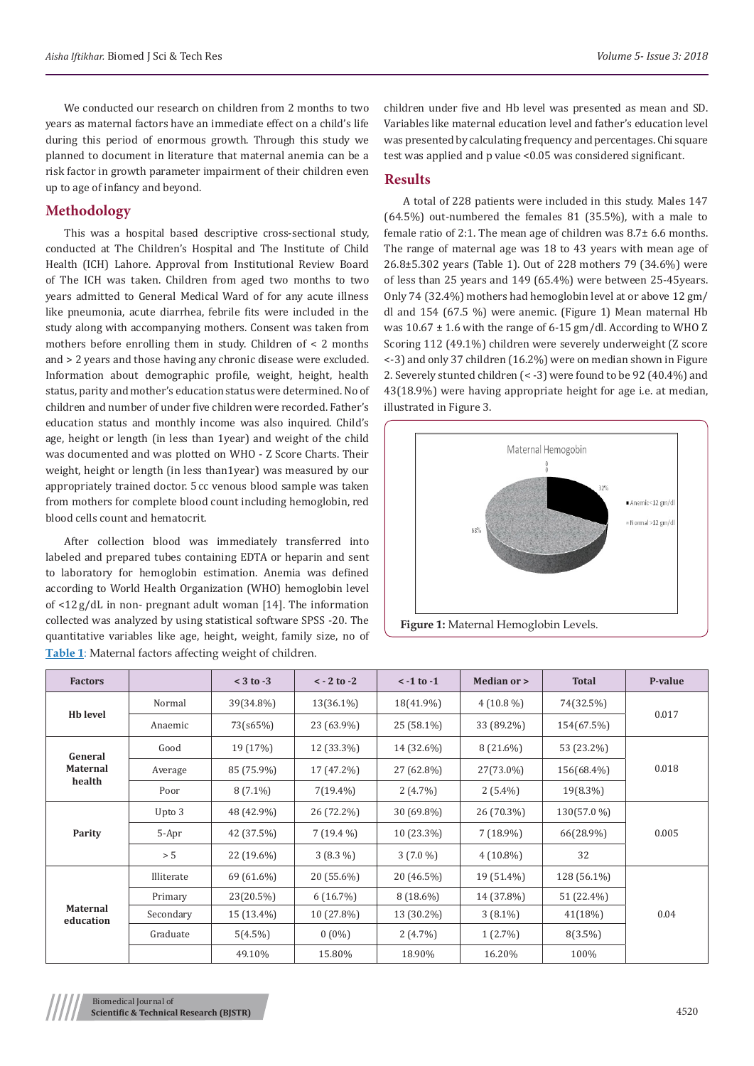We conducted our research on children from 2 months to two years as maternal factors have an immediate effect on a child's life during this period of enormous growth. Through this study we planned to document in literature that maternal anemia can be a risk factor in growth parameter impairment of their children even up to age of infancy and beyond.

## Methodology

This was a hospital based descriptive cross-sectional study, conducted at The Children's Hospital and The Institute of Child Health (ICH) Lahore. Approval from Institutional Review Board of The ICH was taken. Children from aged two months to two years admitted to General Medical Ward of for any acute illness like pneumonia, acute diarrhea, febrile fits were included in the study along with accompanying mothers. Consent was taken from mothers before enrolling them in study. Children of < 2 months and > 2 years and those having any chronic disease were excluded. Information about demographic profile, weight, height, health status, parity and mother's education status were determined. No of children and number of under five children were recorded. Father's education status and monthly income was also inquired. Child's age, height or length (in less than 1year) and weight of the child was documented and was plotted on WHO - Z Score Charts. Their weight, height or length (in less than1year) was measured by our appropriately trained doctor. 5 cc venous blood sample was taken from mothers for complete blood count including hemoglobin, red blood cells count and hematocrit.

After collection blood was immediately transferred into labeled and prepared tubes containing EDTA or heparin and sent to laboratory for hemoglobin estimation. Anemia was defined according to World Health Organization (WHO) hemoglobin level of <12 g/dL in non- pregnant adult woman [14]. The information collected was analyzed by using statistical software SPSS -20. The quantitative variables like age, height, weight, family size, no of children under five and Hb level was presented as mean and SD. Variables like maternal education level and father's education level was presented by calculating frequency and percentages. Chi square test was applied and p value <0.05 was considered significant.

## Results

A total of 228 patients were included in this study. Males 147 (64.5%) out-numbered the females 81 (35.5%), with a male to female ratio of 2:1. The mean age of children was 8.7± 6.6 months. The range of maternal age was 18 to 43 years with mean age of 26.8±5.302 years (Table 1). Out of 228 mothers 79 (34.6%) were of less than 25 years and 149 (65.4%) were between 25-45years. Only 74 (32.4%) mothers had hemoglobin level at or above 12 gm/dl and 154 (67.5 %) were anemic. (Figure 1) Mean maternal Hb was 10.67 ± 1.6 with the range of 6-15 gm/dl. According to WHO Z Scoring 112 (49.1%) children were severely underweight (Z score <-3) and only 37 children (16.2%) were on median shown in Figure 2. Severely stunted children (< -3) were found to be 92 (40.4%) and 43(18.9%) were having appropriate height for age i.e. at median, illustrated in Figure 3.

**Figure 1:** Maternal Hemoglobin Levels.

**Table 1**: Maternal factors affecting weight of children.

| Factors | | < 3 to -3 | < - 2 to -2 | < -1 to -1 | Median or > | Total | P-value |
|---|---|---|---|---|---|---|---|
| Hb level | Normal | 39(34.8%) | 13(36.1%) | 18(41.9%) | 4 (10.8 %) | 74(32.5%) | 0.017 |
| | Anaemic | 73(s65%) | 23 (63.9%) | 25 (58.1%) | 33 (89.2%) | 154(67.5%) | |
| General Maternal health | Good | 19 (17%) | 12 (33.3%) | 14 (32.6%) | 8 (21.6%) | 53 (23.2%) | 0.018 |
| | Average | 85 (75.9%) | 17 (47.2%) | 27 (62.8%) | 27(73.0%) | 156(68.4%) | |
| | Poor | 8 (7.1%) | 7(19.4%) | 2 (4.7%) | 2 (5.4%) | 19(8.3%) | |
| Parity | Upto 3 | 48 (42.9%) | 26 (72.2%) | 30 (69.8%) | 26 (70.3%) | 130(57.0 %) | 0.005 |
| | 5-Apr | 42 (37.5%) | 7 (19.4 %) | 10 (23.3%) | 7 (18.9%) | 66(28.9%) | |
| | > 5 | 22 (19.6%) | 3 (8.3 %) | 3 (7.0 %) | 4 (10.8%) | 32 | |
| Maternal education | Illiterate | 69 (61.6%) | 20 (55.6%) | 20 (46.5%) | 19 (51.4%) | 128 (56.1%) | 0.04 |
| | Primary | 23(20.5%) | 6 (16.7%) | 8 (18.6%) | 14 (37.8%) | 51 (22.4%) | |
| | Secondary | 15 (13.4%) | 10 (27.8%) | 13 (30.2%) | 3 (8.1%) | 41(18%) | |
| | Graduate | 5(4.5%) | 0 (0%) | 2 (4.7%) | 1 (2.7%) | 8(3.5%) | |
| | | 49.10% | 15.80% | 18.90% | 16.20% | 100% | |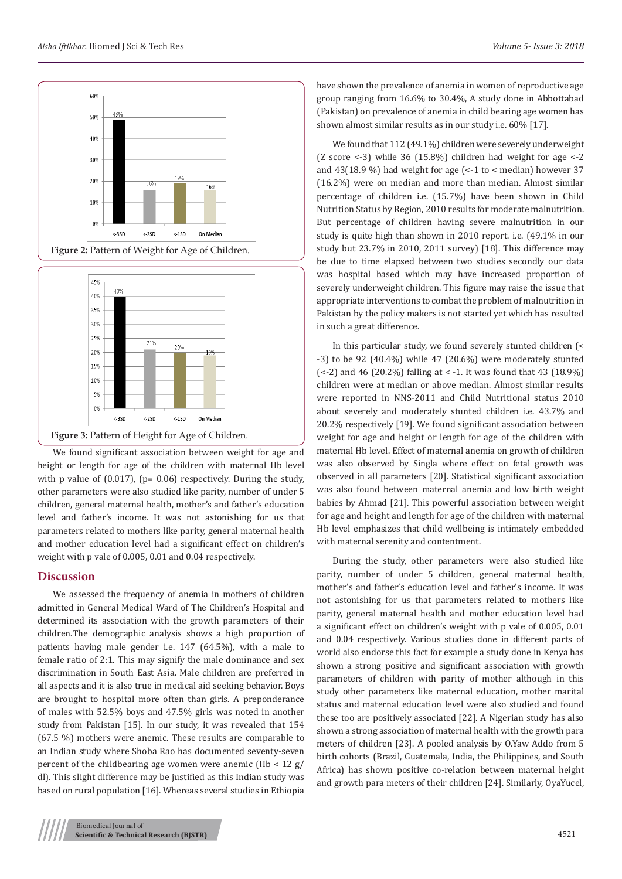Figure 2: Pattern of Weight for Age of Children.

Figure 3: Pattern of Height for Age of Children.

We found significant association between weight for age and height or length for age of the children with maternal Hb level with p value of (0.017), (p= 0.06) respectively. During the study, other parameters were also studied like parity, number of under 5 children, general maternal health, mother's and father's education level and father's income. It was not astonishing for us that parameters related to mothers like parity, general maternal health and mother education level had a significant effect on children's weight with p vale of 0.005, 0.01 and 0.04 respectively.

## Discussion

We assessed the frequency of anemia in mothers of children admitted in General Medical Ward of The Children's Hospital and determined its association with the growth parameters of their children.The demographic analysis shows a high proportion of patients having male gender i.e. 147 (64.5%), with a male to female ratio of 2:1. This may signify the male dominance and sex discrimination in South East Asia. Male children are preferred in all aspects and it is also true in medical aid seeking behavior. Boys are brought to hospital more often than girls. A preponderance of males with 52.5% boys and 47.5% girls was noted in another study from Pakistan [15]. In our study, it was revealed that 154 (67.5 %) mothers were anemic. These results are comparable to an Indian study where Shoba Rao has documented seventy-seven percent of the childbearing age women were anemic (Hb < 12 g/dl). This slight difference may be justified as this Indian study was based on rural population [16]. Whereas several studies in Ethiopia have shown the prevalence of anemia in women of reproductive age group ranging from 16.6% to 30.4%, A study done in Abbottabad (Pakistan) on prevalence of anemia in child bearing age women has shown almost similar results as in our study i.e. 60% [17].

We found that 112 (49.1%) children were severely underweight (Z score <-3) while 36 (15.8%) children had weight for age <-2 and 43(18.9 %) had weight for age (<-1 to < median) however 37 (16.2%) were on median and more than median. Almost similar percentage of children i.e. (15.7%) have been shown in Child Nutrition Status by Region, 2010 results for moderate malnutrition. But percentage of children having severe malnutrition in our study is quite high than shown in 2010 report. i.e. (49.1% in our study but 23.7% in 2010, 2011 survey) [18]. This difference may be due to time elapsed between two studies secondly our data was hospital based which may have increased proportion of severely underweight children. This figure may raise the issue that appropriate interventions to combat the problem of malnutrition in Pakistan by the policy makers is not started yet which has resulted in such a great difference.

In this particular study, we found severely stunted children (< -3) to be 92 (40.4%) while 47 (20.6%) were moderately stunted (<-2) and 46 (20.2%) falling at < -1. It was found that 43 (18.9%) children were at median or above median. Almost similar results were reported in NNS-2011 and Child Nutritional status 2010 about severely and moderately stunted children i.e. 43.7% and 20.2% respectively [19]. We found significant association between weight for age and height or length for age of the children with maternal Hb level. Effect of maternal anemia on growth of children was also observed by Singla where effect on fetal growth was observed in all parameters [20]. Statistical significant association was also found between maternal anemia and low birth weight babies by Ahmad [21]. This powerful association between weight for age and height and length for age of the children with maternal Hb level emphasizes that child wellbeing is intimately embedded with maternal serenity and contentment.

During the study, other parameters were also studied like parity, number of under 5 children, general maternal health, mother's and father's education level and father's income. It was not astonishing for us that parameters related to mothers like parity, general maternal health and mother education level had a significant effect on children's weight with p vale of 0.005, 0.01 and 0.04 respectively. Various studies done in different parts of world also endorse this fact for example a study done in Kenya has shown a strong positive and significant association with growth parameters of children with parity of mother although in this study other parameters like maternal education, mother marital status and maternal education level were also studied and found these too are positively associated [22]. A Nigerian study has also shown a strong association of maternal health with the growth para meters of children [23]. A pooled analysis by O.Yaw Addo from 5 birth cohorts (Brazil, Guatemala, India, the Philippines, and South Africa) has shown positive co-relation between maternal height and growth para meters of their children [24]. Similarly, OyaYucel,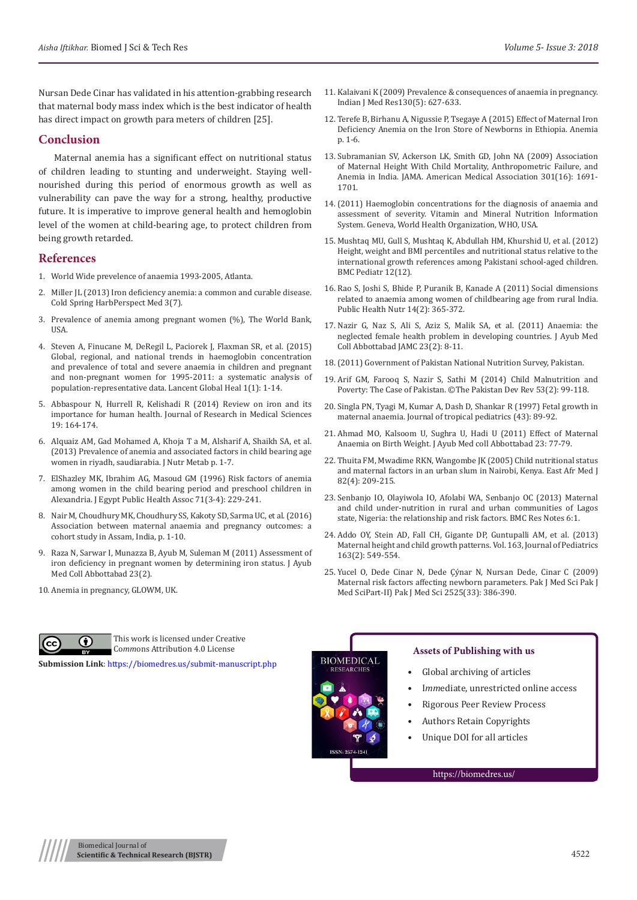Nursan Dede Cinar has validated in his attention-grabbing research that maternal body mass index which is the best indicator of health has direct impact on growth para meters of children [25].

## Conclusion

Maternal anemia has a significant effect on nutritional status of children leading to stunting and underweight. Staying well-nourished during this period of enormous growth as well as vulnerability can pave the way for a strong, healthy, productive future. It is imperative to improve general health and hemoglobin level of the women at child-bearing age, to protect children from being growth retarded.

## References

1. World Wide prevelence of anaemia 1993-2005, Atlanta.
2. Miller JL (2013) Iron deficiency anemia: a common and curable disease. Cold Spring HarbPerspect Med 3(7).
3. Prevalence of anemia among pregnant women (%), The World Bank, USA.
4. Steven A, Finucane M, DeRegil L, Paciorek J, Flaxman SR, et al. (2015) Global, regional, and national trends in haemoglobin concentration and prevalence of total and severe anaemia in children and pregnant and non-pregnant women for 1995-2011: a systematic analysis of population-representative data. Lancet Global Heal 1(1): 1-14.
5. Abbaspour N, Hurrell R, Kelishadi R (2014) Review on iron and its importance for human health. Journal of Research in Medical Sciences 19: 164-174.
6. Alquaiz AM, Gad Mohamed A, Khoja T a M, Alsharif A, Shaikh SA, et al. (2013) Prevalence of anemia and associated factors in child bearing age women in riyadh, saudiarabia. J Nutr Metab p. 1-7.
7. ElShazley MK, Ibrahim AG, Masoud GM (1996) Risk factors of anemia among women in the child bearing period and preschool children in Alexandria. J Egypt Public Health Assoc 71(3-4): 229-241.
8. Nair M, Choudhury MK, Choudhury SS, Kakoty SD, Sarma UC, et al. (2016) Association between maternal anaemia and pregnancy outcomes: a cohort study in Assam, India, p. 1-10.
9. Raza N, Sarwar I, Munazza B, Ayub M, Suleman M (2011) Assessment of iron deficiency in pregnant women by determining iron status. J Ayub Med Coll Abbottabad 23(2).
10. Anemia in pregnancy, GLOWM, UK.
11. Kalaivani K (2009) Prevalence & consequences of anaemia in pregnancy. Indian J Med Res130(5): 627-633.
12. Terefe B, Birhanu A, Nigussie P, Tsegaye A (2015) Effect of Maternal Iron Deficiency Anemia on the Iron Store of Newborns in Ethiopia. Anemia p. 1-6.
13. Subramanian SV, Ackerson LK, Smith GD, John NA (2009) Association of Maternal Height With Child Mortality, Anthropometric Failure, and Anemia in India. JAMA. American Medical Association 301(16): 1691-1701.
14. (2011) Haemoglobin concentrations for the diagnosis of anaemia and assessment of severity. Vitamin and Mineral Nutrition Information System. Geneva, World Health Organization, WHO, USA.
15. Mushtaq MU, Gull S, Mushtaq K, Abdullah HM, Khurshid U, et al. (2012) Height, weight and BMI percentiles and nutritional status relative to the international growth references among Pakistani school-aged children. BMC Pediatr 12(12).
16. Rao S, Joshi S, Bhide P, Puranik B, Kanade A (2011) Social dimensions related to anaemia among women of childbearing age from rural India. Public Health Nutr 14(2): 365-372.
17. Nazir G, Naz S, Ali S, Aziz S, Malik SA, et al. (2011) Anaemia: the neglected female health problem in developing countries. J Ayub Med Coll Abbottabad JAMC 23(2): 8-11.
18. (2011) Government of Pakistan National Nutrition Survey, Pakistan.
19. Arif GM, Farooq S, Nazir S, Sathi M (2014) Child Malnutrition and Poverty: The Case of Pakistan. ©The Pakistan Dev Rev 53(2): 99-118.
20. Singla PN, Tyagi M, Kumar A, Dash D, Shankar R (1997) Fetal growth in maternal anaemia. Journal of tropical pediatrics (43): 89-92.
21. Ahmad MO, Kalsoom U, Sughra U, Hadi U (2011) Effect of Maternal Anaemia on Birth Weight. J Ayub Med coll Abbottabad 23: 77-79.
22. Thuita FM, Mwadime RKN, Wangombe JK (2005) Child nutritional status and maternal factors in an urban slum in Nairobi, Kenya. East Afr Med J 82(4): 209-215.
23. Senbanjo IO, Olayiwola IO, Afolabi WA, Senbanjo OC (2013) Maternal and child under-nutrition in rural and urban communities of Lagos state, Nigeria: the relationship and risk factors. BMC Res Notes 6:1.
24. Addo OY, Stein AD, Fall CH, Gigante DP, Guntupalli AM, et al. (2013) Maternal height and child growth patterns. Vol. 163, Journal of Pediatrics 163(2): 549-554.
25. Yucel O, Dede Cinar N, Dede Çýnar N, Nursan Dede, Cinar C (2009) Maternal risk factors affecting newborn parameters. Pak J Med Sci Pak J Med SciPart-II) Pak J Med Sci 2525(33): 386-390.

This work is licensed under Creative Commons Attribution 4.0 License

**Submission Link**: https://biomedres.us/submit-manuscript.php

### Assets of Publishing with us

- Global archiving of articles
- Immediate, unrestricted online access
- Rigorous Peer Review Process
- Authors Retain Copyrights
- Unique DOI for all articles

https://biomedres.us/